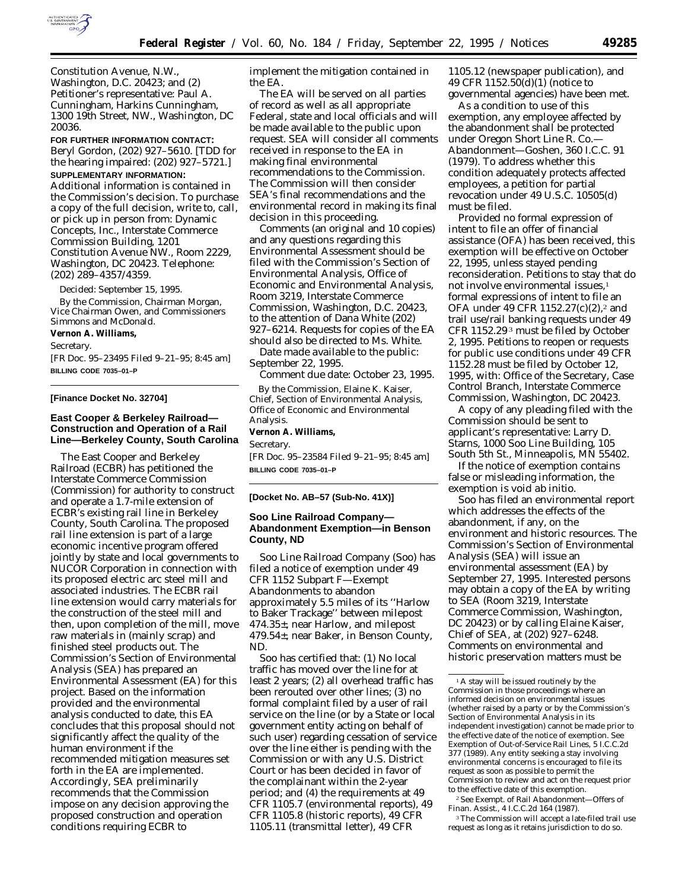Constitution Avenue, N.W., Washington, D.C. 20423; and (2) Petitioner's representative: Paul A. Cunningham, Harkins Cunningham, 1300 19th Street, NW., Washington, DC 20036.

**FOR FURTHER INFORMATION CONTACT:** Beryl Gordon, (202) 927–5610. [TDD for the hearing impaired: (202) 927–5721.]

**SUPPLEMENTARY INFORMATION:** Additional information is contained in the Commission's decision. To purchase a copy of the full decision, write to, call, or pick up in person from: Dynamic Concepts, Inc., Interstate Commerce Commission Building, 1201 Constitution Avenue NW., Room 2229, Washington, DC 20423. Telephone: (202) 289–4357/4359.

Decided: September 15, 1995.

By the Commission, Chairman Morgan, Vice Chairman Owen, and Commissioners Simmons and McDonald.

**Vernon A. Williams,**

*Secretary.*

[FR Doc. 95–23495 Filed 9–21–95; 8:45 am]

**BILLING CODE 7035–01–P**

---

**[Finance Docket No. 32704]**

## East Cooper & Berkeley Railroad—Construction and Operation of a Rail Line—Berkeley County, South Carolina

The East Cooper and Berkeley Railroad (ECBR) has petitioned the Interstate Commerce Commission (Commission) for authority to construct and operate a 1.7-mile extension of ECBR's existing rail line in Berkeley County, South Carolina. The proposed rail line extension is part of a large economic incentive program offered jointly by state and local governments to NUCOR Corporation in connection with its proposed electric arc steel mill and associated industries. The ECBR rail line extension would carry materials for the construction of the steel mill and then, upon completion of the mill, move raw materials in (mainly scrap) and finished steel products out. The Commission's Section of Environmental Analysis (SEA) has prepared an Environmental Assessment (EA) for this project. Based on the information provided and the environmental analysis conducted to date, this EA concludes that this proposal should not significantly affect the quality of the human environment if the recommended mitigation measures set forth in the EA are implemented. Accordingly, SEA preliminarily recommends that the Commission impose on any decision approving the proposed construction and operation conditions requiring ECBR to implement the mitigation contained in the EA.

The EA will be served on all parties of record as well as all appropriate Federal, state and local officials and will be made available to the public upon request. SEA will consider all comments received in response to the EA in making final environmental recommendations to the Commission. The Commission will then consider SEA's final recommendations and the environmental record in making its final decision in this proceeding.

Comments (an original and 10 copies) and any questions regarding this Environmental Assessment should be filed with the Commission's Section of Environmental Analysis, Office of Economic and Environmental Analysis, Room 3219, Interstate Commerce Commission, Washington, D.C. 20423, to the attention of Dana White (202) 927–6214. Requests for copies of the EA should also be directed to Ms. White.

Date made available to the public: September 22, 1995.

Comment due date: October 23, 1995.

By the Commission, Elaine K. Kaiser, Chief, Section of Environmental Analysis, Office of Economic and Environmental Analysis.

**Vernon A. Williams,**

*Secretary.*

[FR Doc. 95–23584 Filed 9–21–95; 8:45 am]

**BILLING CODE 7035–01–P**

---

**[Docket No. AB–57 (Sub-No. 41X)]**

## Soo Line Railroad Company—Abandonment Exemption—in Benson County, ND

Soo Line Railroad Company (Soo) has filed a notice of exemption under 49 CFR 1152 Subpart F—Exempt Abandonments to abandon approximately 5.5 miles of its ''Harlow to Baker Trackage'' between milepost 474.35±, near Harlow, and milepost 479.54±, near Baker, in Benson County, ND.

Soo has certified that: (1) No local traffic has moved over the line for at least 2 years; (2) all overhead traffic has been rerouted over other lines; (3) no formal complaint filed by a user of rail service on the line (or by a State or local government entity acting on behalf of such user) regarding cessation of service over the line either is pending with the Commission or with any U.S. District Court or has been decided in favor of the complainant within the 2-year period; and (4) the requirements at 49 CFR 1105.7 (environmental reports), 49 CFR 1105.8 (historic reports), 49 CFR 1105.11 (transmittal letter), 49 CFR 1105.12 (newspaper publication), and 49 CFR 1152.50(d)(1) (notice to governmental agencies) have been met.

As a condition to use of this exemption, any employee affected by the abandonment shall be protected under *Oregon Short Line R. Co.—Abandonment—Goshen,* 360 I.C.C. 91 (1979). To address whether this condition adequately protects affected employees, a petition for partial revocation under 49 U.S.C. 10505(d) must be filed.

Provided no formal expression of intent to file an offer of financial assistance (OFA) has been received, this exemption will be effective on October 22, 1995, unless stayed pending reconsideration. Petitions to stay that do not involve environmental issues,[1] formal expressions of intent to file an OFA under 49 CFR 1152.27(c)(2),[2] and trail use/rail banking requests under 49 CFR 1152.29[3] must be filed by October 2, 1995. Petitions to reopen or requests for public use conditions under 49 CFR 1152.28 must be filed by October 12, 1995, with: Office of the Secretary, Case Control Branch, Interstate Commerce Commission, Washington, DC 20423.

A copy of any pleading filed with the Commission should be sent to applicant's representative: Larry D. Starns, 1000 Soo Line Building, 105 South 5th St., Minneapolis, MN 55402.

If the notice of exemption contains false or misleading information, the exemption is void *ab initio.*

Soo has filed an environmental report which addresses the effects of the abandonment, if any, on the environment and historic resources. The Commission's Section of Environmental Analysis (SEA) will issue an environmental assessment (EA) by September 27, 1995. Interested persons may obtain a copy of the EA by writing to SEA (Room 3219, Interstate Commerce Commission, Washington, DC 20423) or by calling Elaine Kaiser, Chief of SEA, at (202) 927–6248. Comments on environmental and historic preservation matters must be

---

[1] A stay will be issued routinely by the Commission in those proceedings where an informed decision on environmental issues (whether raised by a party or by the Commission's Section of Environmental Analysis in its independent investigation) cannot be made prior to the effective date of the notice of exemption. See *Exemption of Out-of-Service Rail Lines,* 5 I.C.C.2d 377 (1989). Any entity seeking a stay involving environmental concerns is encouraged to file its request as soon as possible to permit the Commission to review and act on the request prior to the effective date of this exemption.

[2] See *Exempt. of Rail Abandonment—Offers of Finan. Assist.,* 4 I.C.C.2d 164 (1987).

[3] The Commission will accept a late-filed trail use request as long as it retains jurisdiction to do so.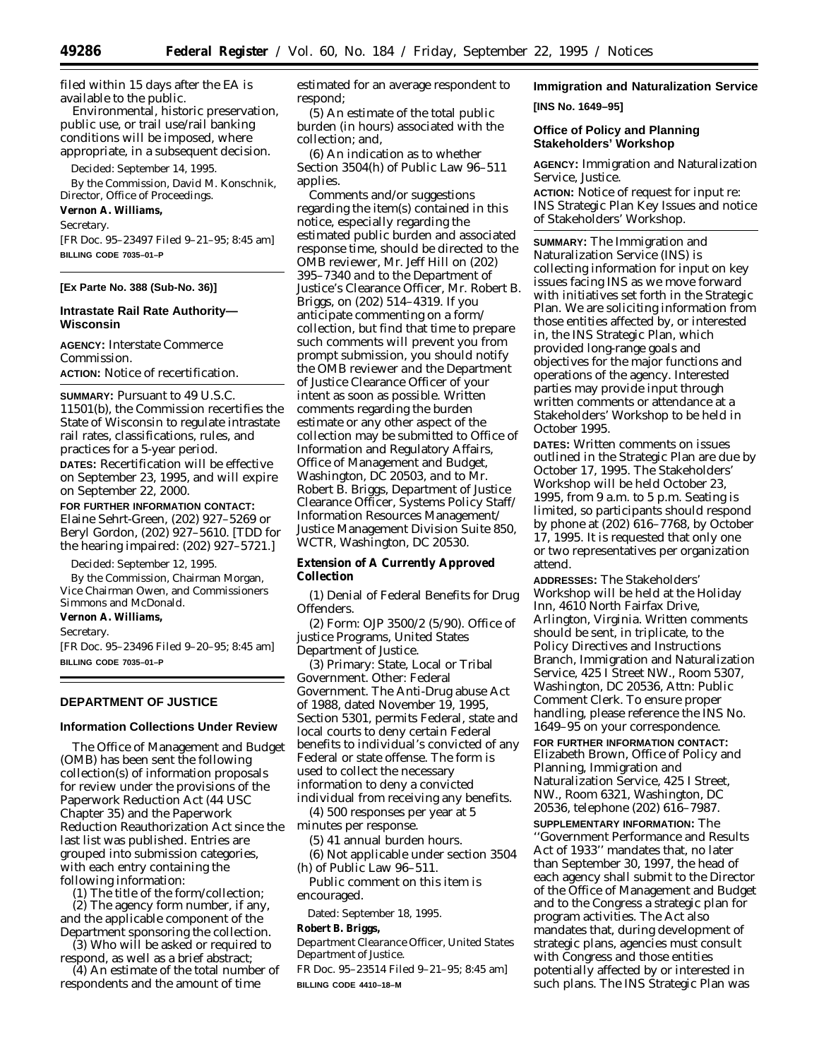filed within 15 days after the EA is available to the public.

Environmental, historic preservation, public use, or trail use/rail banking conditions will be imposed, where appropriate, in a subsequent decision.

Decided: September 14, 1995.

By the Commission, David M. Konschnik, Director, Office of Proceedings.

**Vernon A. Williams,**

*Secretary.*

[FR Doc. 95–23497 Filed 9–21–95; 8:45 am]

**BILLING CODE 7035–01–P**

**[Ex Parte No. 388 (Sub-No. 36)]**

## Intrastate Rail Rate Authority— Wisconsin

**AGENCY:** Interstate Commerce Commission.

**ACTION:** Notice of recertification.

**SUMMARY:** Pursuant to 49 U.S.C. 11501(b), the Commission recertifies the State of Wisconsin to regulate intrastate rail rates, classifications, rules, and practices for a 5-year period.

**DATES:** Recertification will be effective on September 23, 1995, and will expire on September 22, 2000.

**FOR FURTHER INFORMATION CONTACT:** Elaine Sehrt-Green, (202) 927–5269 or Beryl Gordon, (202) 927–5610. [TDD for the hearing impaired: (202) 927–5721.]

Decided: September 12, 1995.

By the Commission, Chairman Morgan, Vice Chairman Owen, and Commissioners Simmons and McDonald.

**Vernon A. Williams,**

*Secretary.*

[FR Doc. 95–23496 Filed 9–20–95; 8:45 am]

**BILLING CODE 7035–01–P**

# DEPARTMENT OF JUSTICE

## Information Collections Under Review

The Office of Management and Budget (OMB) has been sent the following collection(s) of information proposals for review under the provisions of the Paperwork Reduction Act (44 USC Chapter 35) and the Paperwork Reduction Reauthorization Act since the last list was published. Entries are grouped into submission categories, with each entry containing the following information:

(1) The title of the form/collection;

(2) The agency form number, if any, and the applicable component of the Department sponsoring the collection.

(3) Who will be asked or required to respond, as well as a brief abstract;

(4) An estimate of the total number of respondents and the amount of time estimated for an average respondent to respond;

(5) An estimate of the total public burden (in hours) associated with the collection; and,

(6) An indication as to whether Section 3504(h) of Public Law 96–511 applies.

Comments and/or suggestions regarding the item(s) contained in this notice, especially regarding the estimated public burden and associated response time, should be directed to the OMB reviewer, Mr. Jeff Hill on (202) 395–7340 and to the Department of Justice's Clearance Officer, Mr. Robert B. Briggs, on (202) 514–4319. If you anticipate commenting on a form/collection, but find that time to prepare such comments will prevent you from prompt submission, you should notify the OMB reviewer and the Department of Justice Clearance Officer of your intent as soon as possible. Written comments regarding the burden estimate or any other aspect of the collection may be submitted to Office of Information and Regulatory Affairs, Office of Management and Budget, Washington, DC 20503, and to Mr. Robert B. Briggs, Department of Justice Clearance Officer, Systems Policy Staff/Information Resources Management/Justice Management Division Suite 850, WCTR, Washington, DC 20530.

### Extension of A Currently Approved Collection

(1) Denial of Federal Benefits for Drug Offenders.

(2) Form: OJP 3500/2 (5/90). Office of justice Programs, United States Department of Justice.

(3) Primary: State, Local or Tribal Government. Other: Federal Government. The Anti-Drug abuse Act of 1988, dated November 19, 1995, Section 5301, permits Federal, state and local courts to deny certain Federal benefits to individual's convicted of any Federal or state offense. The form is used to collect the necessary information to deny a convicted individual from receiving any benefits.

(4) 500 responses per year at 5 minutes per response.

(5) 41 annual burden hours.

(6) Not applicable under section 3504 (h) of Public Law 96–511.

Public comment on this item is encouraged.

Dated: September 18, 1995.

**Robert B. Briggs,**

*Department Clearance Officer, United States Department of Justice.*

FR Doc. 95–23514 Filed 9–21–95; 8:45 am]

**BILLING CODE 4410–18–M**

## Immigration and Naturalization Service

**[INS No. 1649–95]**

## Office of Policy and Planning Stakeholders' Workshop

**AGENCY:** Immigration and Naturalization Service, Justice.

**ACTION:** Notice of request for input re: INS Strategic Plan Key Issues and notice of Stakeholders' Workshop.

**SUMMARY:** The Immigration and Naturalization Service (INS) is collecting information for input on key issues facing INS as we move forward with initiatives set forth in the Strategic Plan. We are soliciting information from those entities affected by, or interested in, the INS Strategic Plan, which provided long-range goals and objectives for the major functions and operations of the agency. Interested parties may provide input through written comments or attendance at a Stakeholders' Workshop to be held in October 1995.

**DATES:** Written comments on issues outlined in the Strategic Plan are due by October 17, 1995. The Stakeholders' Workshop will be held October 23, 1995, from 9 a.m. to 5 p.m. Seating is limited, so participants should respond by phone at (202) 616–7768, by October 17, 1995. It is requested that only one or two representatives per organization attend.

**ADDRESSES:** The Stakeholders' Workshop will be held at the Holiday Inn, 4610 North Fairfax Drive, Arlington, Virginia. Written comments should be sent, in triplicate, to the Policy Directives and Instructions Branch, Immigration and Naturalization Service, 425 I Street NW., Room 5307, Washington, DC 20536, Attn: Public Comment Clerk. To ensure proper handling, please reference the INS No. 1649–95 on your correspondence.

**FOR FURTHER INFORMATION CONTACT:** Elizabeth Brown, Office of Policy and Planning, Immigration and Naturalization Service, 425 I Street, NW., Room 6321, Washington, DC 20536, telephone (202) 616–7987.

**SUPPLEMENTARY INFORMATION:** The ''Government Performance and Results Act of 1933'' mandates that, no later than September 30, 1997, the head of each agency shall submit to the Director of the Office of Management and Budget and to the Congress a strategic plan for program activities. The Act also mandates that, during development of strategic plans, agencies must consult with Congress and those entities potentially affected by or interested in such plans. The INS Strategic Plan was